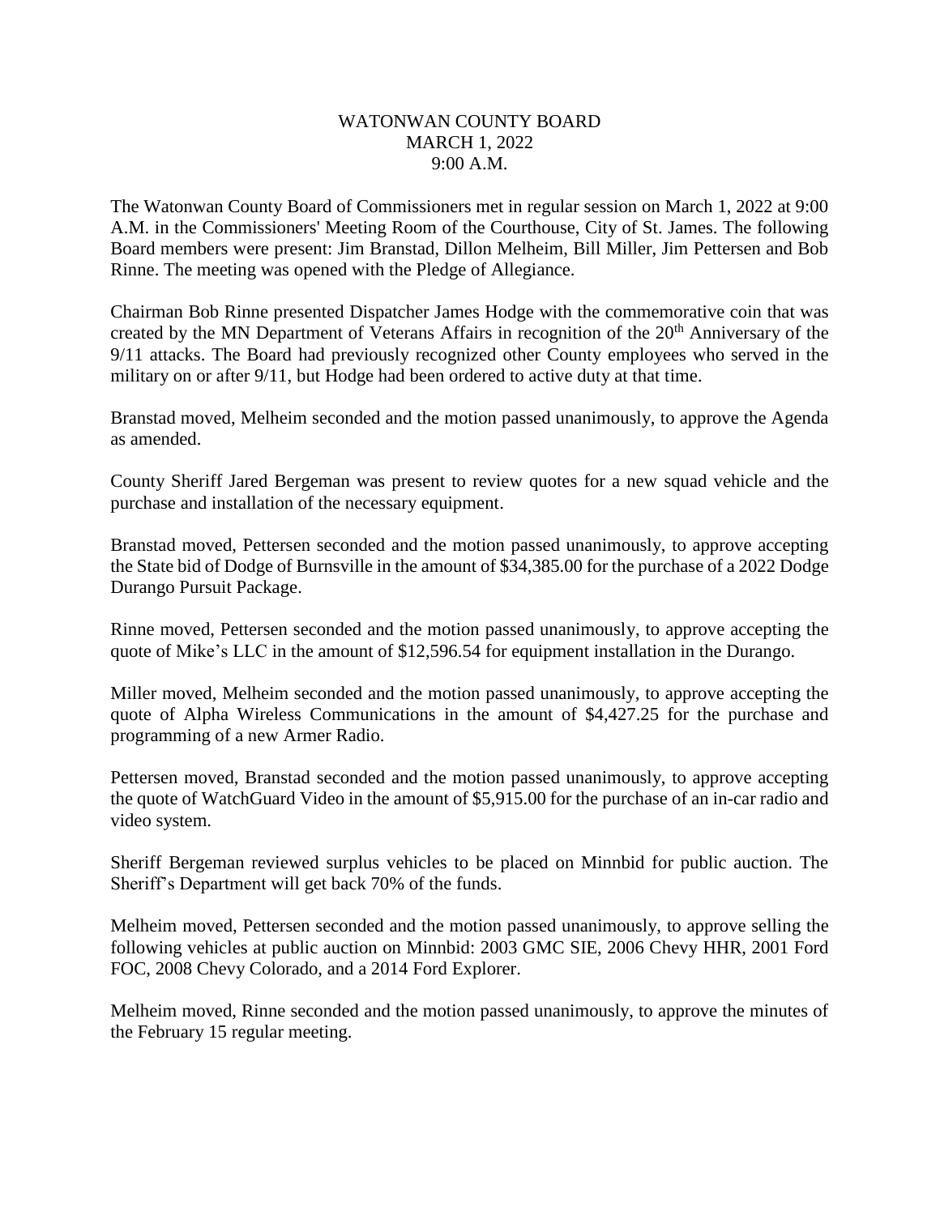# WATONWAN COUNTY BOARD
## MARCH 1, 2022
## 9:00 A.M.

The Watonwan County Board of Commissioners met in regular session on March 1, 2022 at 9:00 A.M. in the Commissioners' Meeting Room of the Courthouse, City of St. James. The following Board members were present: Jim Branstad, Dillon Melheim, Bill Miller, Jim Pettersen and Bob Rinne. The meeting was opened with the Pledge of Allegiance.

Chairman Bob Rinne presented Dispatcher James Hodge with the commemorative coin that was created by the MN Department of Veterans Affairs in recognition of the 20th Anniversary of the 9/11 attacks. The Board had previously recognized other County employees who served in the military on or after 9/11, but Hodge had been ordered to active duty at that time.

Branstad moved, Melheim seconded and the motion passed unanimously, to approve the Agenda as amended.

County Sheriff Jared Bergeman was present to review quotes for a new squad vehicle and the purchase and installation of the necessary equipment.

Branstad moved, Pettersen seconded and the motion passed unanimously, to approve accepting the State bid of Dodge of Burnsville in the amount of $34,385.00 for the purchase of a 2022 Dodge Durango Pursuit Package.

Rinne moved, Pettersen seconded and the motion passed unanimously, to approve accepting the quote of Mike's LLC in the amount of $12,596.54 for equipment installation in the Durango.

Miller moved, Melheim seconded and the motion passed unanimously, to approve accepting the quote of Alpha Wireless Communications in the amount of $4,427.25 for the purchase and programming of a new Armer Radio.

Pettersen moved, Branstad seconded and the motion passed unanimously, to approve accepting the quote of WatchGuard Video in the amount of $5,915.00 for the purchase of an in-car radio and video system.

Sheriff Bergeman reviewed surplus vehicles to be placed on Minnbid for public auction. The Sheriff's Department will get back 70% of the funds.

Melheim moved, Pettersen seconded and the motion passed unanimously, to approve selling the following vehicles at public auction on Minnbid: 2003 GMC SIE, 2006 Chevy HHR, 2001 Ford FOC, 2008 Chevy Colorado, and a 2014 Ford Explorer.

Melheim moved, Rinne seconded and the motion passed unanimously, to approve the minutes of the February 15 regular meeting.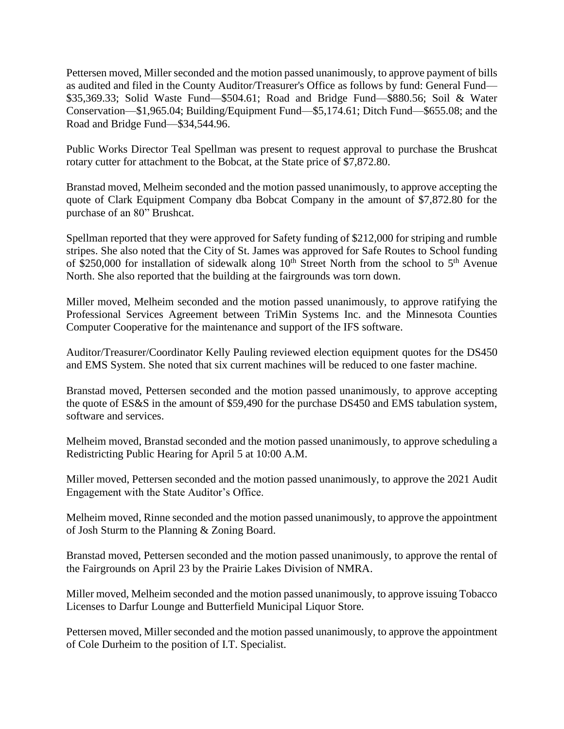Pettersen moved, Miller seconded and the motion passed unanimously, to approve payment of bills as audited and filed in the County Auditor/Treasurer's Office as follows by fund: General Fund—$35,369.33; Solid Waste Fund—$504.61; Road and Bridge Fund—$880.56; Soil & Water Conservation—$1,965.04; Building/Equipment Fund—$5,174.61; Ditch Fund—$655.08; and the Road and Bridge Fund—$34,544.96.

Public Works Director Teal Spellman was present to request approval to purchase the Brushcat rotary cutter for attachment to the Bobcat, at the State price of $7,872.80.

Branstad moved, Melheim seconded and the motion passed unanimously, to approve accepting the quote of Clark Equipment Company dba Bobcat Company in the amount of $7,872.80 for the purchase of an 80" Brushcat.

Spellman reported that they were approved for Safety funding of $212,000 for striping and rumble stripes. She also noted that the City of St. James was approved for Safe Routes to School funding of $250,000 for installation of sidewalk along 10th Street North from the school to 5th Avenue North. She also reported that the building at the fairgrounds was torn down.

Miller moved, Melheim seconded and the motion passed unanimously, to approve ratifying the Professional Services Agreement between TriMin Systems Inc. and the Minnesota Counties Computer Cooperative for the maintenance and support of the IFS software.

Auditor/Treasurer/Coordinator Kelly Pauling reviewed election equipment quotes for the DS450 and EMS System. She noted that six current machines will be reduced to one faster machine.

Branstad moved, Pettersen seconded and the motion passed unanimously, to approve accepting the quote of ES&S in the amount of $59,490 for the purchase DS450 and EMS tabulation system, software and services.

Melheim moved, Branstad seconded and the motion passed unanimously, to approve scheduling a Redistricting Public Hearing for April 5 at 10:00 A.M.

Miller moved, Pettersen seconded and the motion passed unanimously, to approve the 2021 Audit Engagement with the State Auditor's Office.

Melheim moved, Rinne seconded and the motion passed unanimously, to approve the appointment of Josh Sturm to the Planning & Zoning Board.

Branstad moved, Pettersen seconded and the motion passed unanimously, to approve the rental of the Fairgrounds on April 23 by the Prairie Lakes Division of NMRA.

Miller moved, Melheim seconded and the motion passed unanimously, to approve issuing Tobacco Licenses to Darfur Lounge and Butterfield Municipal Liquor Store.

Pettersen moved, Miller seconded and the motion passed unanimously, to approve the appointment of Cole Durheim to the position of I.T. Specialist.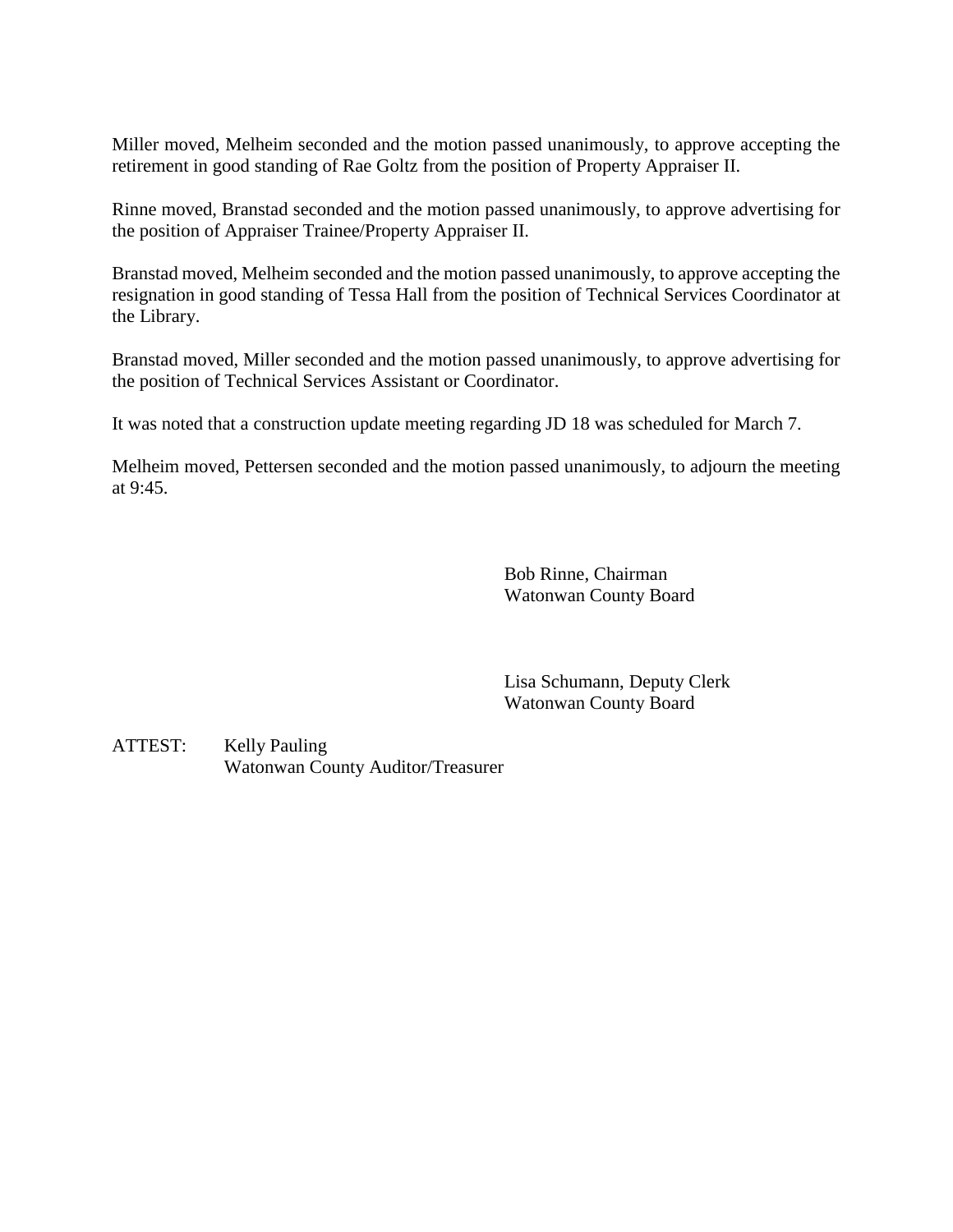Miller moved, Melheim seconded and the motion passed unanimously, to approve accepting the retirement in good standing of Rae Goltz from the position of Property Appraiser II.

Rinne moved, Branstad seconded and the motion passed unanimously, to approve advertising for the position of Appraiser Trainee/Property Appraiser II.

Branstad moved, Melheim seconded and the motion passed unanimously, to approve accepting the resignation in good standing of Tessa Hall from the position of Technical Services Coordinator at the Library.

Branstad moved, Miller seconded and the motion passed unanimously, to approve advertising for the position of Technical Services Assistant or Coordinator.

It was noted that a construction update meeting regarding JD 18 was scheduled for March 7.

Melheim moved, Pettersen seconded and the motion passed unanimously, to adjourn the meeting at 9:45.

Bob Rinne, Chairman
Watonwan County Board

Lisa Schumann, Deputy Clerk
Watonwan County Board

ATTEST: Kelly Pauling
Watonwan County Auditor/Treasurer